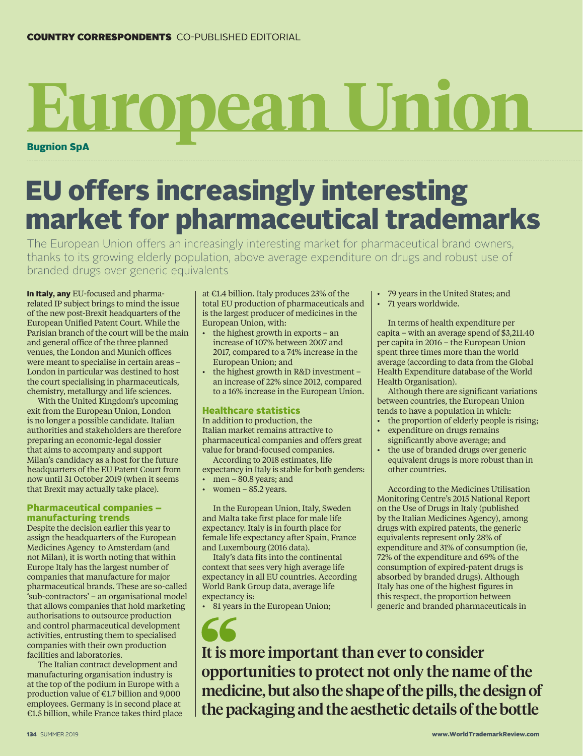COUNTRY CORRESPONDENTS CO-PUBLISHED EDITORIAL

# European Union

**Bugnion SpA**

## EU offers increasingly interesting market for pharmaceutical trademarks

The European Union offers an increasingly interesting market for pharmaceutical brand owners, thanks to its growing elderly population, above average expenditure on drugs and robust use of branded drugs over generic equivalents

**In Italy, any** EU-focused and pharma-related IP subject brings to mind the issue of the new post-Brexit headquarters of the European Unified Patent Court. While the Parisian branch of the court will be the main and general office of the three planned venues, the London and Munich offices were meant to specialise in certain areas – London in particular was destined to host the court specialising in pharmaceuticals, chemistry, metallurgy and life sciences.

With the United Kingdom's upcoming exit from the European Union, London is no longer a possible candidate. Italian authorities and stakeholders are therefore preparing an economic-legal dossier that aims to accompany and support Milan's candidacy as a host for the future headquarters of the EU Patent Court from now until 31 October 2019 (when it seems that Brexit may actually take place).

### Pharmaceutical companies – manufacturing trends

Despite the decision earlier this year to assign the headquarters of the European Medicines Agency to Amsterdam (and not Milan), it is worth noting that within Europe Italy has the largest number of companies that manufacture for major pharmaceutical brands. These are so-called 'sub-contractors' – an organisational model that allows companies that hold marketing authorisations to outsource production and control pharmaceutical development activities, entrusting them to specialised companies with their own production facilities and laboratories.

The Italian contract development and manufacturing organisation industry is at the top of the podium in Europe with a production value of €1.7 billion and 9,000 employees. Germany is in second place at €1.5 billion, while France takes third place at €1.4 billion. Italy produces 23% of the total EU production of pharmaceuticals and is the largest producer of medicines in the European Union, with:

- the highest growth in exports – an increase of 107% between 2007 and 2017, compared to a 74% increase in the European Union; and
- the highest growth in R&D investment – an increase of 22% since 2012, compared to a 16% increase in the European Union.

### Healthcare statistics

In addition to production, the Italian market remains attractive to pharmaceutical companies and offers great value for brand-focused companies.

According to 2018 estimates, life expectancy in Italy is stable for both genders:

- men – 80.8 years; and
- women – 85.2 years.

In the European Union, Italy, Sweden and Malta take first place for male life expectancy. Italy is in fourth place for female life expectancy after Spain, France and Luxembourg (2016 data).

Italy's data fits into the continental context that sees very high average life expectancy in all EU countries. According World Bank Group data, average life expectancy is:

- 81 years in the European Union;
- 79 years in the United States; and
- 71 years worldwide.

In terms of health expenditure per capita – with an average spend of $3,211.40 per capita in 2016 – the European Union spent three times more than the world average (according to data from the Global Health Expenditure database of the World Health Organisation).

Although there are significant variations between countries, the European Union tends to have a population in which:

- the proportion of elderly people is rising;
- expenditure on drugs remains significantly above average; and
- the use of branded drugs over generic equivalent drugs is more robust than in other countries.

According to the Medicines Utilisation Monitoring Centre's 2015 National Report on the Use of Drugs in Italy (published by the Italian Medicines Agency), among drugs with expired patents, the generic equivalents represent only 28% of expenditure and 31% of consumption (ie, 72% of the expenditure and 69% of the consumption of expired-patent drugs is absorbed by branded drugs). Although Italy has one of the highest figures in this respect, the proportion between generic and branded pharmaceuticals in

> **It is more important than ever to consider opportunities to protect not only the name of the medicine, but also the shape of the pills, the design of the packaging and the aesthetic details of the bottle**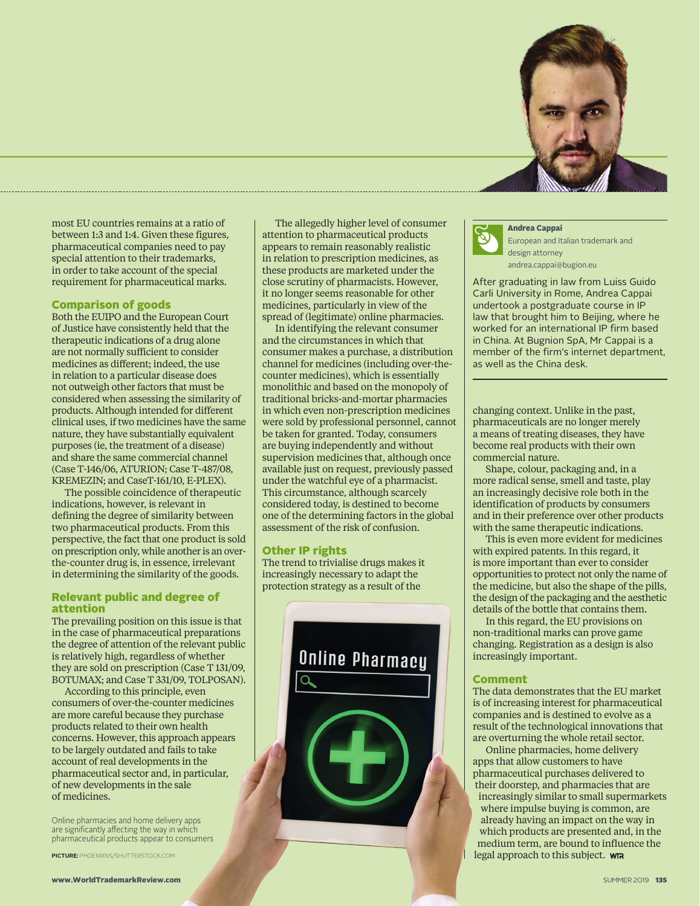most EU countries remains at a ratio of between 1:3 and 1:4. Given these figures, pharmaceutical companies need to pay special attention to their trademarks, in order to take account of the special requirement for pharmaceutical marks.

## Comparison of goods

Both the EUIPO and the European Court of Justice have consistently held that the therapeutic indications of a drug alone are not normally sufficient to consider medicines as different; indeed, the use in relation to a particular disease does not outweigh other factors that must be considered when assessing the similarity of products. Although intended for different clinical uses, if two medicines have the same nature, they have substantially equivalent purposes (ie, the treatment of a disease) and share the same commercial channel (Case T-146/06, ATURION; Case T-487/08, KREMEZIN; and CaseT-161/10, E-PLEX).

The possible coincidence of therapeutic indications, however, is relevant in defining the degree of similarity between two pharmaceutical products. From this perspective, the fact that one product is sold on prescription only, while another is an over-the-counter drug is, in essence, irrelevant in determining the similarity of the goods.

## Relevant public and degree of attention

The prevailing position on this issue is that in the case of pharmaceutical preparations the degree of attention of the relevant public is relatively high, regardless of whether they are sold on prescription (Case T 131/09, BOTUMAX; and Case T 331/09, TOLPOSAN).

According to this principle, even consumers of over-the-counter medicines are more careful because they purchase products related to their own health concerns. However, this approach appears to be largely outdated and fails to take account of real developments in the pharmaceutical sector and, in particular, of new developments in the sale of medicines.

The allegedly higher level of consumer attention to pharmaceutical products appears to remain reasonably realistic in relation to prescription medicines, as these products are marketed under the close scrutiny of pharmacists. However, it no longer seems reasonable for other medicines, particularly in view of the spread of (legitimate) online pharmacies.

In identifying the relevant consumer and the circumstances in which that consumer makes a purchase, a distribution channel for medicines (including over-the-counter medicines), which is essentially monolithic and based on the monopoly of traditional bricks-and-mortar pharmacies in which even non-prescription medicines were sold by professional personnel, cannot be taken for granted. Today, consumers are buying independently and without supervision medicines that, although once available just on request, previously passed under the watchful eye of a pharmacist. This circumstance, although scarcely considered today, is destined to become one of the determining factors in the global assessment of the risk of confusion.

## Other IP rights

The trend to trivialise drugs makes it increasingly necessary to adapt the protection strategy as a result of the changing context. Unlike in the past, pharmaceuticals are no longer merely a means of treating diseases, they have become real products with their own commercial nature.

Shape, colour, packaging and, in a more radical sense, smell and taste, play an increasingly decisive role both in the identification of products by consumers and in their preference over other products with the same therapeutic indications.

This is even more evident for medicines with expired patents. In this regard, it is more important than ever to consider opportunities to protect not only the name of the medicine, but also the shape of the pills, the design of the packaging and the aesthetic details of the bottle that contains them.

In this regard, the EU provisions on non-traditional marks can prove game changing. Registration as a design is also increasingly important.

## Comment

The data demonstrates that the EU market is of increasing interest for pharmaceutical companies and is destined to evolve as a result of the technological innovations that are overturning the whole retail sector.

Online pharmacies, home delivery apps that allow customers to have pharmaceutical purchases delivered to their doorstep, and pharmacies that are increasingly similar to small supermarkets where impulse buying is common, are already having an impact on the way in which products are presented and, in the medium term, are bound to influence the legal approach to this subject.

Online pharmacies and home delivery apps are significantly affecting the way in which pharmaceutical products appear to consumers

**PICTURE:** PHOENIXNS/SHUTTERSTOCK.COM

**Andrea Cappai**
European and Italian trademark and design attorney
andrea.cappai@bugion.eu

After graduating in law from Luiss Guido Carli University in Rome, Andrea Cappai undertook a postgraduate course in IP law that brought him to Beijing, where he worked for an international IP firm based in China. At Bugnion SpA, Mr Cappai is a member of the firm's internet department, as well as the China desk.